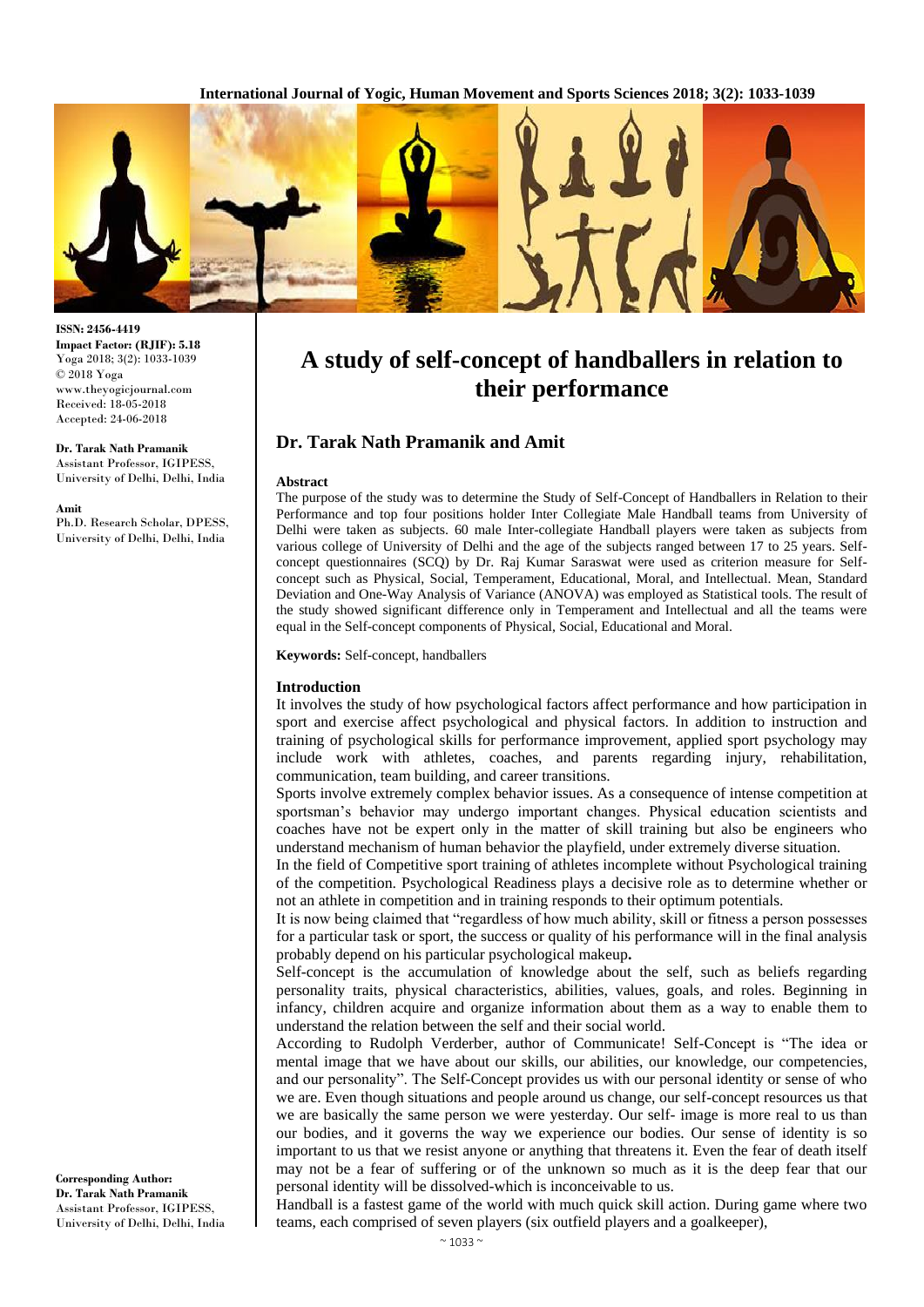ISSN: 2456-4419
**Impact Factor: (RJIF): 5.18**
Yoga 2018; 3(2): 1033-1039
© 2018 Yoga
www.theyogicjournal.com
Received: 18-05-2018
Accepted: 24-06-2018

**Dr. Tarak Nath Pramanik**
Assistant Professor, IGIPESS, University of Delhi, Delhi, India

**Amit**
Ph.D. Research Scholar, DPESS, University of Delhi, Delhi, India

**Corresponding Author:**
**Dr. Tarak Nath Pramanik**
Assistant Professor, IGIPESS, University of Delhi, Delhi, India

# A study of self-concept of handballers in relation to their performance

## Dr. Tarak Nath Pramanik and Amit

### Abstract

The purpose of the study was to determine the Study of Self-Concept of Handballers in Relation to their Performance and top four positions holder Inter Collegiate Male Handball teams from University of Delhi were taken as subjects. 60 male Inter-collegiate Handball players were taken as subjects from various college of University of Delhi and the age of the subjects ranged between 17 to 25 years. Self-concept questionnaires (SCQ) by Dr. Raj Kumar Saraswat were used as criterion measure for Self-concept such as Physical, Social, Temperament, Educational, Moral, and Intellectual. Mean, Standard Deviation and One-Way Analysis of Variance (ANOVA) was employed as Statistical tools. The result of the study showed significant difference only in Temperament and Intellectual and all the teams were equal in the Self-concept components of Physical, Social, Educational and Moral.

**Keywords:** Self-concept, handballers

### Introduction

It involves the study of how psychological factors affect performance and how participation in sport and exercise affect psychological and physical factors. In addition to instruction and training of psychological skills for performance improvement, applied sport psychology may include work with athletes, coaches, and parents regarding injury, rehabilitation, communication, team building, and career transitions.

Sports involve extremely complex behavior issues. As a consequence of intense competition at sportsman's behavior may undergo important changes. Physical education scientists and coaches have not be expert only in the matter of skill training but also be engineers who understand mechanism of human behavior the playfield, under extremely diverse situation.

In the field of Competitive sport training of athletes incomplete without Psychological training of the competition. Psychological Readiness plays a decisive role as to determine whether or not an athlete in competition and in training responds to their optimum potentials.

It is now being claimed that "regardless of how much ability, skill or fitness a person possesses for a particular task or sport, the success or quality of his performance will in the final analysis probably depend on his particular psychological makeup**.**

Self-concept is the accumulation of knowledge about the self, such as beliefs regarding personality traits, physical characteristics, abilities, values, goals, and roles. Beginning in infancy, children acquire and organize information about them as a way to enable them to understand the relation between the self and their social world.

According to Rudolph Verderber, author of Communicate! Self-Concept is "The idea or mental image that we have about our skills, our abilities, our knowledge, our competencies, and our personality". The Self-Concept provides us with our personal identity or sense of who we are. Even though situations and people around us change, our self-concept resources us that we are basically the same person we were yesterday. Our self- image is more real to us than our bodies, and it governs the way we experience our bodies. Our sense of identity is so important to us that we resist anyone or anything that threatens it. Even the fear of death itself may not be a fear of suffering or of the unknown so much as it is the deep fear that our personal identity will be dissolved-which is inconceivable to us.

Handball is a fastest game of the world with much quick skill action. During game where two teams, each comprised of seven players (six outfield players and a goalkeeper),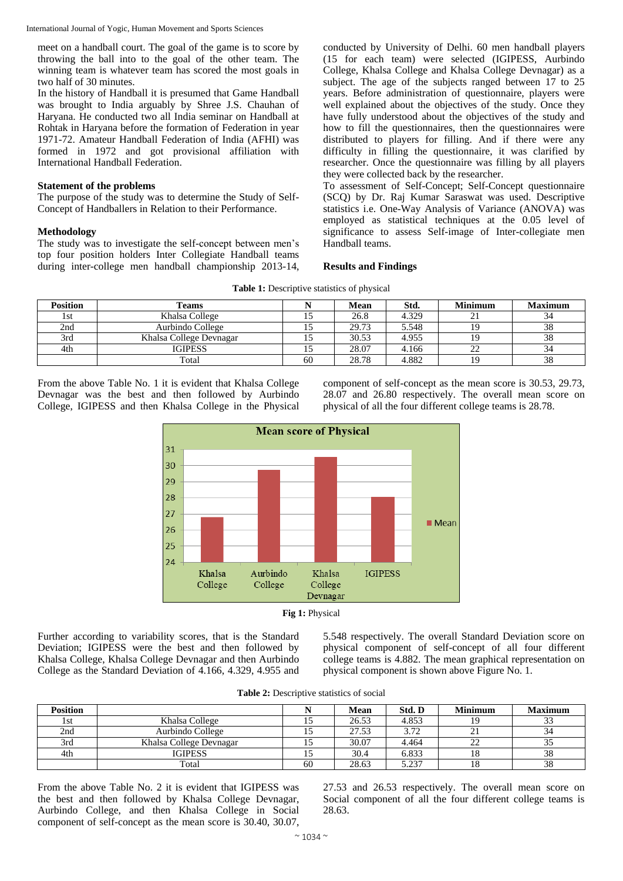meet on a handball court. The goal of the game is to score by throwing the ball into to the goal of the other team. The winning team is whatever team has scored the most goals in two half of 30 minutes.

In the history of Handball it is presumed that Game Handball was brought to India arguably by Shree J.S. Chauhan of Haryana. He conducted two all India seminar on Handball at Rohtak in Haryana before the formation of Federation in year 1971-72. Amateur Handball Federation of India (AFHI) was formed in 1972 and got provisional affiliation with International Handball Federation.

### Statement of the problems

The purpose of the study was to determine the Study of Self-Concept of Handballers in Relation to their Performance.

### Methodology

The study was to investigate the self-concept between men's top four position holders Inter Collegiate Handball teams during inter-college men handball championship 2013-14, conducted by University of Delhi. 60 men handball players (15 for each team) were selected (IGIPESS, Aurbindo College, Khalsa College and Khalsa College Devnagar) as a subject. The age of the subjects ranged between 17 to 25 years. Before administration of questionnaire, players were well explained about the objectives of the study. Once they have fully understood about the objectives of the study and how to fill the questionnaires, then the questionnaires were distributed to players for filling. And if there were any difficulty in filling the questionnaire, it was clarified by researcher. Once the questionnaire was filling by all players they were collected back by the researcher.

To assessment of Self-Concept; Self-Concept questionnaire (SCQ) by Dr. Raj Kumar Saraswat was used. Descriptive statistics i.e. One-Way Analysis of Variance (ANOVA) was employed as statistical techniques at the 0.05 level of significance to assess Self-image of Inter-collegiate men Handball teams.

### Results and Findings

**Table 1:** Descriptive statistics of physical

| Position | Teams | N | Mean | Std. | Minimum | Maximum |
|---|---|---|---|---|---|---|
| 1st | Khalsa College | 15 | 26.8 | 4.329 | 21 | 34 |
| 2nd | Aurbindo College | 15 | 29.73 | 5.548 | 19 | 38 |
| 3rd | Khalsa College Devnagar | 15 | 30.53 | 4.955 | 19 | 38 |
| 4th | IGIPESS | 15 | 28.07 | 4.166 | 22 | 34 |
| | Total | 60 | 28.78 | 4.882 | 19 | 38 |

From the above Table No. 1 it is evident that Khalsa College Devnagar was the best and then followed by Aurbindo College, IGIPESS and then Khalsa College in the Physical component of self-concept as the mean score is 30.53, 29.73, 28.07 and 26.80 respectively. The overall mean score on physical of all the four different college teams is 28.78.

**Fig 1:** Physical

Further according to variability scores, that is the Standard Deviation; IGIPESS were the best and then followed by Khalsa College, Khalsa College Devnagar and then Aurbindo College as the Standard Deviation of 4.166, 4.329, 4.955 and 5.548 respectively. The overall Standard Deviation score on physical component of self-concept of all four different college teams is 4.882. The mean graphical representation on physical component is shown above Figure No. 1.

**Table 2:** Descriptive statistics of social

| Position | | N | Mean | Std. D | Minimum | Maximum |
|---|---|---|---|---|---|---|
| 1st | Khalsa College | 15 | 26.53 | 4.853 | 19 | 33 |
| 2nd | Aurbindo College | 15 | 27.53 | 3.72 | 21 | 34 |
| 3rd | Khalsa College Devnagar | 15 | 30.07 | 4.464 | 22 | 35 |
| 4th | IGIPESS | 15 | 30.4 | 6.833 | 18 | 38 |
| | Total | 60 | 28.63 | 5.237 | 18 | 38 |

From the above Table No. 2 it is evident that IGIPESS was the best and then followed by Khalsa College Devnagar, Aurbindo College, and then Khalsa College in Social component of self-concept as the mean score is 30.40, 30.07, 27.53 and 26.53 respectively. The overall mean score on Social component of all the four different college teams is 28.63.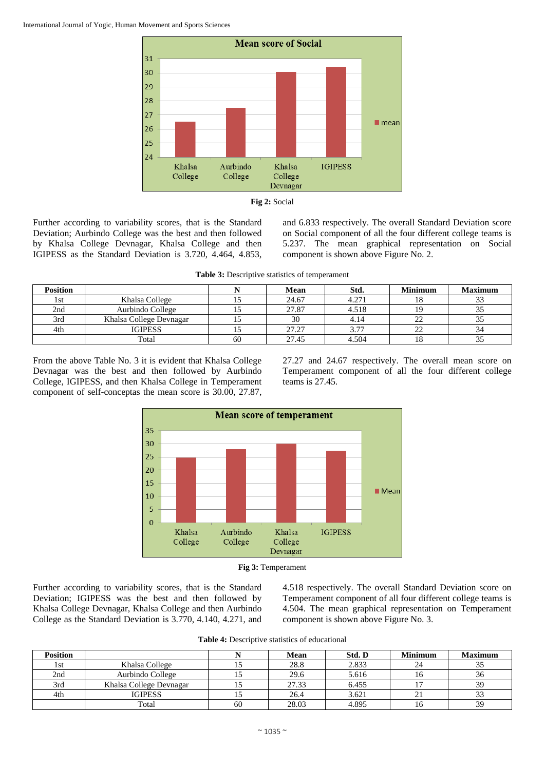**Fig 2:** Social

Further according to variability scores, that is the Standard Deviation; Aurbindo College was the best and then followed by Khalsa College Devnagar, Khalsa College and then IGIPESS as the Standard Deviation is 3.720, 4.464, 4.853, and 6.833 respectively. The overall Standard Deviation score on Social component of all the four different college teams is 5.237. The mean graphical representation on Social component is shown above Figure No. 2.

**Table 3:** Descriptive statistics of temperament

| Position | | N | Mean | Std. | Minimum | Maximum |
|---|---|---|---|---|---|---|
| 1st | Khalsa College | 15 | 24.67 | 4.271 | 18 | 33 |
| 2nd | Aurbindo College | 15 | 27.87 | 4.518 | 19 | 35 |
| 3rd | Khalsa College Devnagar | 15 | 30 | 4.14 | 22 | 35 |
| 4th | IGIPESS | 15 | 27.27 | 3.77 | 22 | 34 |
| | Total | 60 | 27.45 | 4.504 | 18 | 35 |

From the above Table No. 3 it is evident that Khalsa College Devnagar was the best and then followed by Aurbindo College, IGIPESS, and then Khalsa College in Temperament component of self-conceptas the mean score is 30.00, 27.87, 27.27 and 24.67 respectively. The overall mean score on Temperament component of all the four different college teams is 27.45.

**Fig 3:** Temperament

Further according to variability scores, that is the Standard Deviation; IGIPESS was the best and then followed by Khalsa College Devnagar, Khalsa College and then Aurbindo College as the Standard Deviation is 3.770, 4.140, 4.271, and 4.518 respectively. The overall Standard Deviation score on Temperament component of all four different college teams is 4.504. The mean graphical representation on Temperament component is shown above Figure No. 3.

**Table 4:** Descriptive statistics of educational

| Position | | N | Mean | Std. D | Minimum | Maximum |
|---|---|---|---|---|---|---|
| 1st | Khalsa College | 15 | 28.8 | 2.833 | 24 | 35 |
| 2nd | Aurbindo College | 15 | 29.6 | 5.616 | 16 | 36 |
| 3rd | Khalsa College Devnagar | 15 | 27.33 | 6.455 | 17 | 39 |
| 4th | IGIPESS | 15 | 26.4 | 3.621 | 21 | 33 |
| | Total | 60 | 28.03 | 4.895 | 16 | 39 |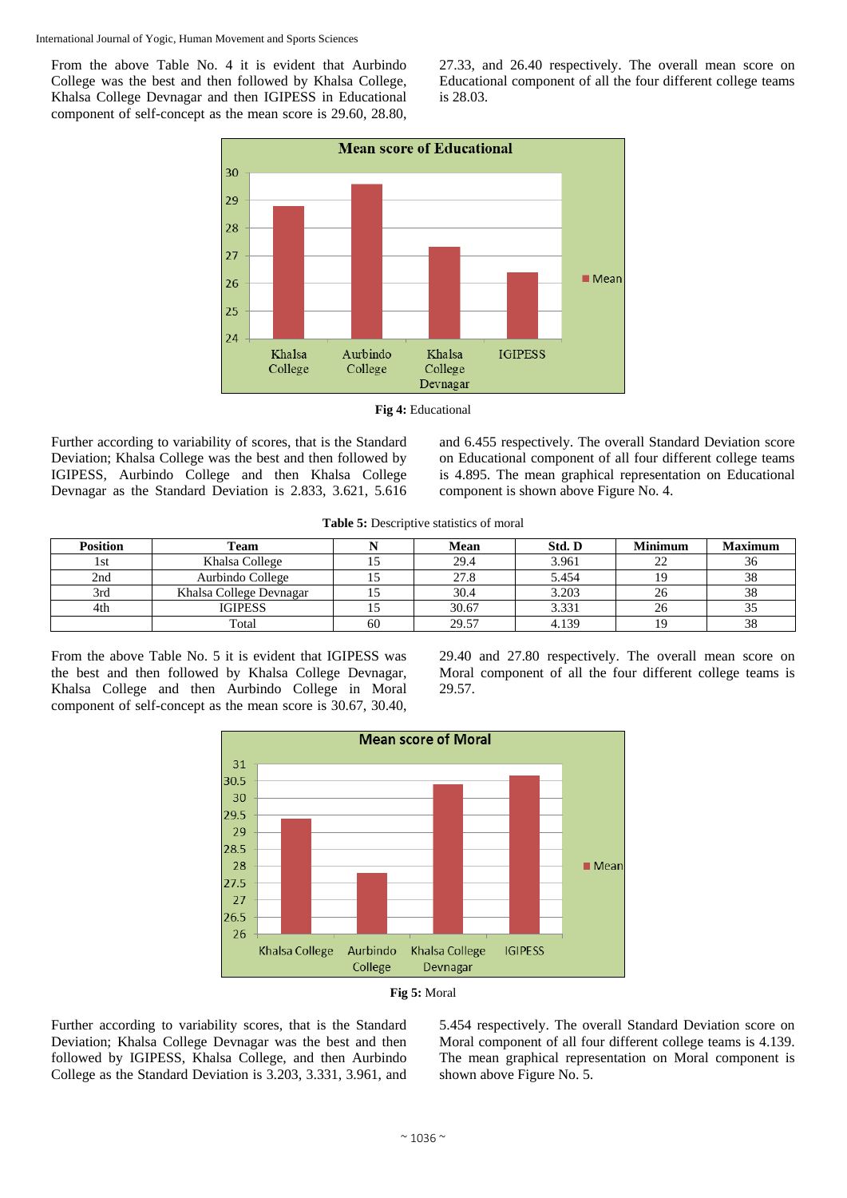From the above Table No. 4 it is evident that Aurbindo College was the best and then followed by Khalsa College, Khalsa College Devnagar and then IGIPESS in Educational component of self-concept as the mean score is 29.60, 28.80, 27.33, and 26.40 respectively. The overall mean score on Educational component of all the four different college teams is 28.03.

**Fig 4:** Educational

Further according to variability of scores, that is the Standard Deviation; Khalsa College was the best and then followed by IGIPESS, Aurbindo College and then Khalsa College Devnagar as the Standard Deviation is 2.833, 3.621, 5.616 and 6.455 respectively. The overall Standard Deviation score on Educational component of all four different college teams is 4.895. The mean graphical representation on Educational component is shown above Figure No. 4.

**Table 5:** Descriptive statistics of moral

| Position | Team | N | Mean | Std. D | Minimum | Maximum |
|---|---|---|---|---|---|---|
| 1st | Khalsa College | 15 | 29.4 | 3.961 | 22 | 36 |
| 2nd | Aurbindo College | 15 | 27.8 | 5.454 | 19 | 38 |
| 3rd | Khalsa College Devnagar | 15 | 30.4 | 3.203 | 26 | 38 |
| 4th | IGIPESS | 15 | 30.67 | 3.331 | 26 | 35 |
| | Total | 60 | 29.57 | 4.139 | 19 | 38 |

From the above Table No. 5 it is evident that IGIPESS was the best and then followed by Khalsa College Devnagar, Khalsa College and then Aurbindo College in Moral component of self-concept as the mean score is 30.67, 30.40, 29.40 and 27.80 respectively. The overall mean score on Moral component of all the four different college teams is 29.57.

**Fig 5:** Moral

Further according to variability scores, that is the Standard Deviation; Khalsa College Devnagar was the best and then followed by IGIPESS, Khalsa College, and then Aurbindo College as the Standard Deviation is 3.203, 3.331, 3.961, and 5.454 respectively. The overall Standard Deviation score on Moral component of all four different college teams is 4.139. The mean graphical representation on Moral component is shown above Figure No. 5.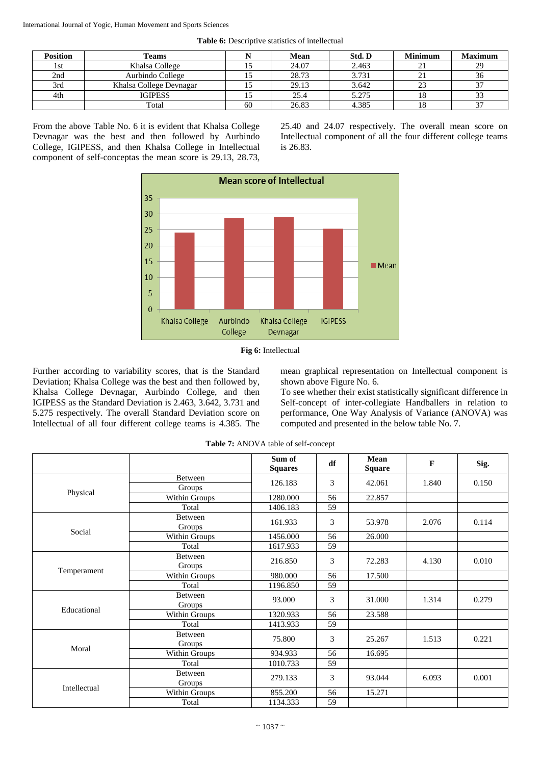**Table 6:** Descriptive statistics of intellectual

| Position | Teams | N | Mean | Std. D | Minimum | Maximum |
|---|---|---|---|---|---|---|
| 1st | Khalsa College | 15 | 24.07 | 2.463 | 21 | 29 |
| 2nd | Aurbindo College | 15 | 28.73 | 3.731 | 21 | 36 |
| 3rd | Khalsa College Devnagar | 15 | 29.13 | 3.642 | 23 | 37 |
| 4th | IGIPESS | 15 | 25.4 | 5.275 | 18 | 33 |
| | Total | 60 | 26.83 | 4.385 | 18 | 37 |

From the above Table No. 6 it is evident that Khalsa College Devnagar was the best and then followed by Aurbindo College, IGIPESS, and then Khalsa College in Intellectual component of self-conceptas the mean score is 29.13, 28.73, 25.40 and 24.07 respectively. The overall mean score on Intellectual component of all the four different college teams is 26.83.

**Fig 6:** Intellectual

Further according to variability scores, that is the Standard Deviation; Khalsa College was the best and then followed by, Khalsa College Devnagar, Aurbindo College, and then IGIPESS as the Standard Deviation is 2.463, 3.642, 3.731 and 5.275 respectively. The overall Standard Deviation score on Intellectual of all four different college teams is 4.385. The mean graphical representation on Intellectual component is shown above Figure No. 6.

To see whether their exist statistically significant difference in Self-concept of inter-collegiate Handballers in relation to performance, One Way Analysis of Variance (ANOVA) was computed and presented in the below table No. 7.

**Table 7:** ANOVA table of self-concept

| | | Sum of Squares | df | Mean Square | F | Sig. |
|---|---|---|---|---|---|---|
| Physical | Between Groups | 126.183 | 3 | 42.061 | 1.840 | 0.150 |
| | Within Groups | 1280.000 | 56 | 22.857 | | |
| | Total | 1406.183 | 59 | | | |
| Social | Between Groups | 161.933 | 3 | 53.978 | 2.076 | 0.114 |
| | Within Groups | 1456.000 | 56 | 26.000 | | |
| | Total | 1617.933 | 59 | | | |
| Temperament | Between Groups | 216.850 | 3 | 72.283 | 4.130 | 0.010 |
| | Within Groups | 980.000 | 56 | 17.500 | | |
| | Total | 1196.850 | 59 | | | |
| Educational | Between Groups | 93.000 | 3 | 31.000 | 1.314 | 0.279 |
| | Within Groups | 1320.933 | 56 | 23.588 | | |
| | Total | 1413.933 | 59 | | | |
| Moral | Between Groups | 75.800 | 3 | 25.267 | 1.513 | 0.221 |
| | Within Groups | 934.933 | 56 | 16.695 | | |
| | Total | 1010.733 | 59 | | | |
| Intellectual | Between Groups | 279.133 | 3 | 93.044 | 6.093 | 0.001 |
| | Within Groups | 855.200 | 56 | 15.271 | | |
| | Total | 1134.333 | 59 | | | |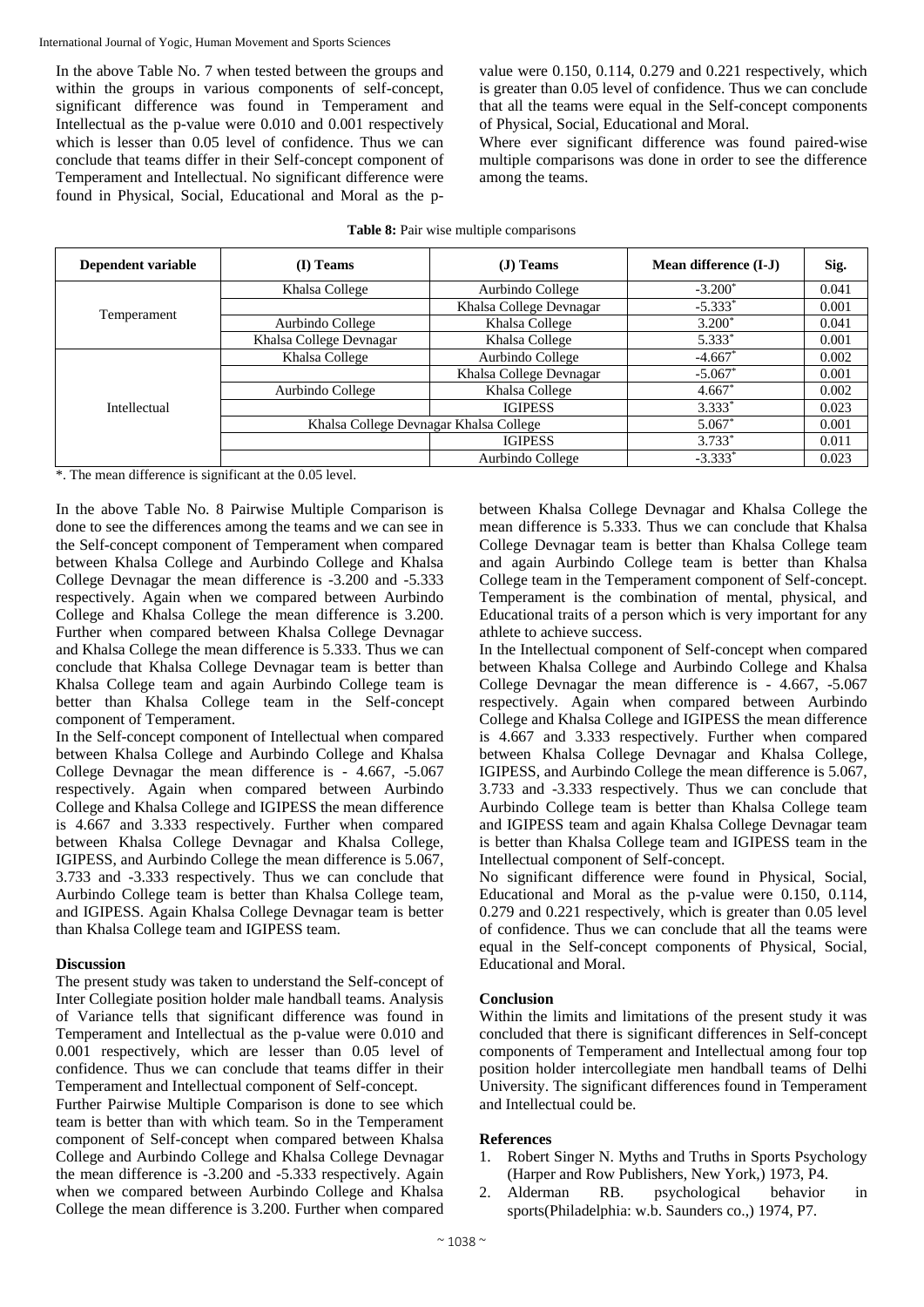In the above Table No. 7 when tested between the groups and within the groups in various components of self-concept, significant difference was found in Temperament and Intellectual as the p-value were 0.010 and 0.001 respectively which is lesser than 0.05 level of confidence. Thus we can conclude that teams differ in their Self-concept component of Temperament and Intellectual. No significant difference were found in Physical, Social, Educational and Moral as the p-value were 0.150, 0.114, 0.279 and 0.221 respectively, which is greater than 0.05 level of confidence. Thus we can conclude that all the teams were equal in the Self-concept components of Physical, Social, Educational and Moral.

Where ever significant difference was found paired-wise multiple comparisons was done in order to see the difference among the teams.

**Table 8:** Pair wise multiple comparisons

| Dependent variable | (I) Teams | (J) Teams | Mean difference (I-J) | Sig. |
|---|---|---|---|---|
| Temperament | Khalsa College | Aurbindo College | -3.200* | 0.041 |
| | | Khalsa College Devnagar | -5.333* | 0.001 |
| | Aurbindo College | Khalsa College | 3.200* | 0.041 |
| | Khalsa College Devnagar | Khalsa College | 5.333* | 0.001 |
| Intellectual | Khalsa College | Aurbindo College | -4.667* | 0.002 |
| | | Khalsa College Devnagar | -5.067* | 0.001 |
| | Aurbindo College | Khalsa College | 4.667* | 0.002 |
| | | IGIPESS | 3.333* | 0.023 |
| | Khalsa College Devnagar Khalsa College | | 5.067* | 0.001 |
| | | IGIPESS | 3.733* | 0.011 |
| | | Aurbindo College | -3.333* | 0.023 |

*. The mean difference is significant at the 0.05 level.

In the above Table No. 8 Pairwise Multiple Comparison is done to see the differences among the teams and we can see in the Self-concept component of Temperament when compared between Khalsa College and Aurbindo College and Khalsa College Devnagar the mean difference is -3.200 and -5.333 respectively. Again when we compared between Aurbindo College and Khalsa College the mean difference is 3.200. Further when compared between Khalsa College Devnagar and Khalsa College the mean difference is 5.333. Thus we can conclude that Khalsa College Devnagar team is better than Khalsa College team and again Aurbindo College team is better than Khalsa College team in the Self-concept component of Temperament.

In the Self-concept component of Intellectual when compared between Khalsa College and Aurbindo College and Khalsa College Devnagar the mean difference is - 4.667, -5.067 respectively. Again when compared between Aurbindo College and Khalsa College and IGIPESS the mean difference is 4.667 and 3.333 respectively. Further when compared between Khalsa College Devnagar and Khalsa College, IGIPESS, and Aurbindo College the mean difference is 5.067, 3.733 and -3.333 respectively. Thus we can conclude that Aurbindo College team is better than Khalsa College team, and IGIPESS. Again Khalsa College Devnagar team is better than Khalsa College team and IGIPESS team.

## Discussion

The present study was taken to understand the Self-concept of Inter Collegiate position holder male handball teams. Analysis of Variance tells that significant difference was found in Temperament and Intellectual as the p-value were 0.010 and 0.001 respectively, which are lesser than 0.05 level of confidence. Thus we can conclude that teams differ in their Temperament and Intellectual component of Self-concept.

Further Pairwise Multiple Comparison is done to see which team is better than with which team. So in the Temperament component of Self-concept when compared between Khalsa College and Aurbindo College and Khalsa College Devnagar the mean difference is -3.200 and -5.333 respectively. Again when we compared between Aurbindo College and Khalsa College the mean difference is 3.200. Further when compared between Khalsa College Devnagar and Khalsa College the mean difference is 5.333. Thus we can conclude that Khalsa College Devnagar team is better than Khalsa College team and again Aurbindo College team is better than Khalsa College team in the Temperament component of Self-concept. Temperament is the combination of mental, physical, and Educational traits of a person which is very important for any athlete to achieve success.

In the Intellectual component of Self-concept when compared between Khalsa College and Aurbindo College and Khalsa College Devnagar the mean difference is - 4.667, -5.067 respectively. Again when compared between Aurbindo College and Khalsa College and IGIPESS the mean difference is 4.667 and 3.333 respectively. Further when compared between Khalsa College Devnagar and Khalsa College, IGIPESS, and Aurbindo College the mean difference is 5.067, 3.733 and -3.333 respectively. Thus we can conclude that Aurbindo College team is better than Khalsa College team and IGIPESS team and again Khalsa College Devnagar team is better than Khalsa College team and IGIPESS team in the Intellectual component of Self-concept.

No significant difference were found in Physical, Social, Educational and Moral as the p-value were 0.150, 0.114, 0.279 and 0.221 respectively, which is greater than 0.05 level of confidence. Thus we can conclude that all the teams were equal in the Self-concept components of Physical, Social, Educational and Moral.

## Conclusion

Within the limits and limitations of the present study it was concluded that there is significant differences in Self-concept components of Temperament and Intellectual among four top position holder intercollegiate men handball teams of Delhi University. The significant differences found in Temperament and Intellectual could be.

## References

1. Robert Singer N. Myths and Truths in Sports Psychology (Harper and Row Publishers, New York,) 1973, P4.
2. Alderman RB. psychological behavior in sports(Philadelphia: w.b. Saunders co.,) 1974, P7.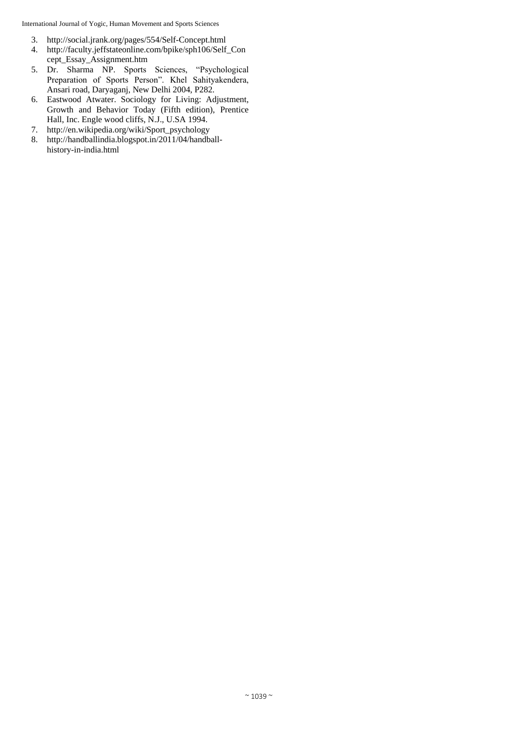3. http://social.jrank.org/pages/554/Self-Concept.html
4. http://faculty.jeffstateonline.com/bpike/sph106/Self_Concept_Essay_Assignment.htm
5. Dr. Sharma NP. Sports Sciences, "Psychological Preparation of Sports Person". Khel Sahityakendera, Ansari road, Daryaganj, New Delhi 2004, P282.
6. Eastwood Atwater. Sociology for Living: Adjustment, Growth and Behavior Today (Fifth edition), Prentice Hall, Inc. Engle wood cliffs, N.J., U.SA 1994.
7. http://en.wikipedia.org/wiki/Sport_psychology
8. http://handballindia.blogspot.in/2011/04/handball-history-in-india.html